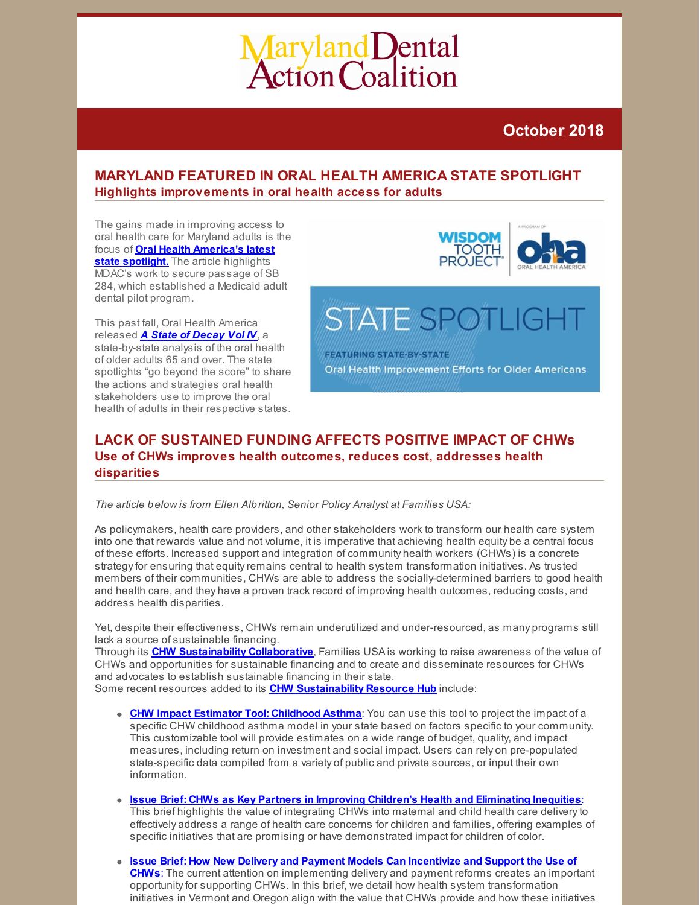# Maryland Dental Action Coalition

**October 2018**

## MARYLAND FEATURED IN ORAL HEALTH AMERICA STATE SPOTLIGHT

### Highlights improvements in oral health access for adults

The gains made in improving access to oral health care for Maryland adults is the focus of **Oral Health America's latest state spotlight.** The article highlights MDAC's work to secure passage of SB 284, which established a Medicaid adult dental pilot program.

This past fall, Oral Health America released ***A State of Decay Vol IV***, a state-by-state analysis of the oral health of older adults 65 and over. The state spotlights "go beyond the score" to share the actions and strategies oral health stakeholders use to improve the oral health of adults in their respective states.

## LACK OF SUSTAINED FUNDING AFFECTS POSITIVE IMPACT OF CHWs

### Use of CHWs improves health outcomes, reduces cost, addresses health disparities

*The article below is from Ellen Albritton, Senior Policy Analyst at Families USA:*

As policymakers, health care providers, and other stakeholders work to transform our health care system into one that rewards value and not volume, it is imperative that achieving health equity be a central focus of these efforts. Increased support and integration of community health workers (CHWs) is a concrete strategy for ensuring that equity remains central to health system transformation initiatives. As trusted members of their communities, CHWs are able to address the socially-determined barriers to good health and health care, and they have a proven track record of improving health outcomes, reducing costs, and address health disparities.

Yet, despite their effectiveness, CHWs remain underutilized and under-resourced, as many programs still lack a source of sustainable financing.
Through its **CHW Sustainability Collaborative**, Families USA is working to raise awareness of the value of CHWs and opportunities for sustainable financing and to create and disseminate resources for CHWs and advocates to establish sustainable financing in their state.
Some recent resources added to its **CHW Sustainability Resource Hub** include:

- **CHW Impact Estimator Tool: Childhood Asthma**: You can use this tool to project the impact of a specific CHW childhood asthma model in your state based on factors specific to your community. This customizable tool will provide estimates on a wide range of budget, quality, and impact measures, including return on investment and social impact. Users can rely on pre-populated state-specific data compiled from a variety of public and private sources, or input their own information.

- **Issue Brief: CHWs as Key Partners in Improving Children's Health and Eliminating Inequities**: This brief highlights the value of integrating CHWs into maternal and child health care delivery to effectively address a range of health care concerns for children and families, offering examples of specific initiatives that are promising or have demonstrated impact for children of color.

- **Issue Brief: How New Delivery and Payment Models Can Incentivize and Support the Use of CHWs**: The current attention on implementing delivery and payment reforms creates an important opportunity for supporting CHWs. In this brief, we detail how health system transformation initiatives in Vermont and Oregon align with the value that CHWs provide and how these initiatives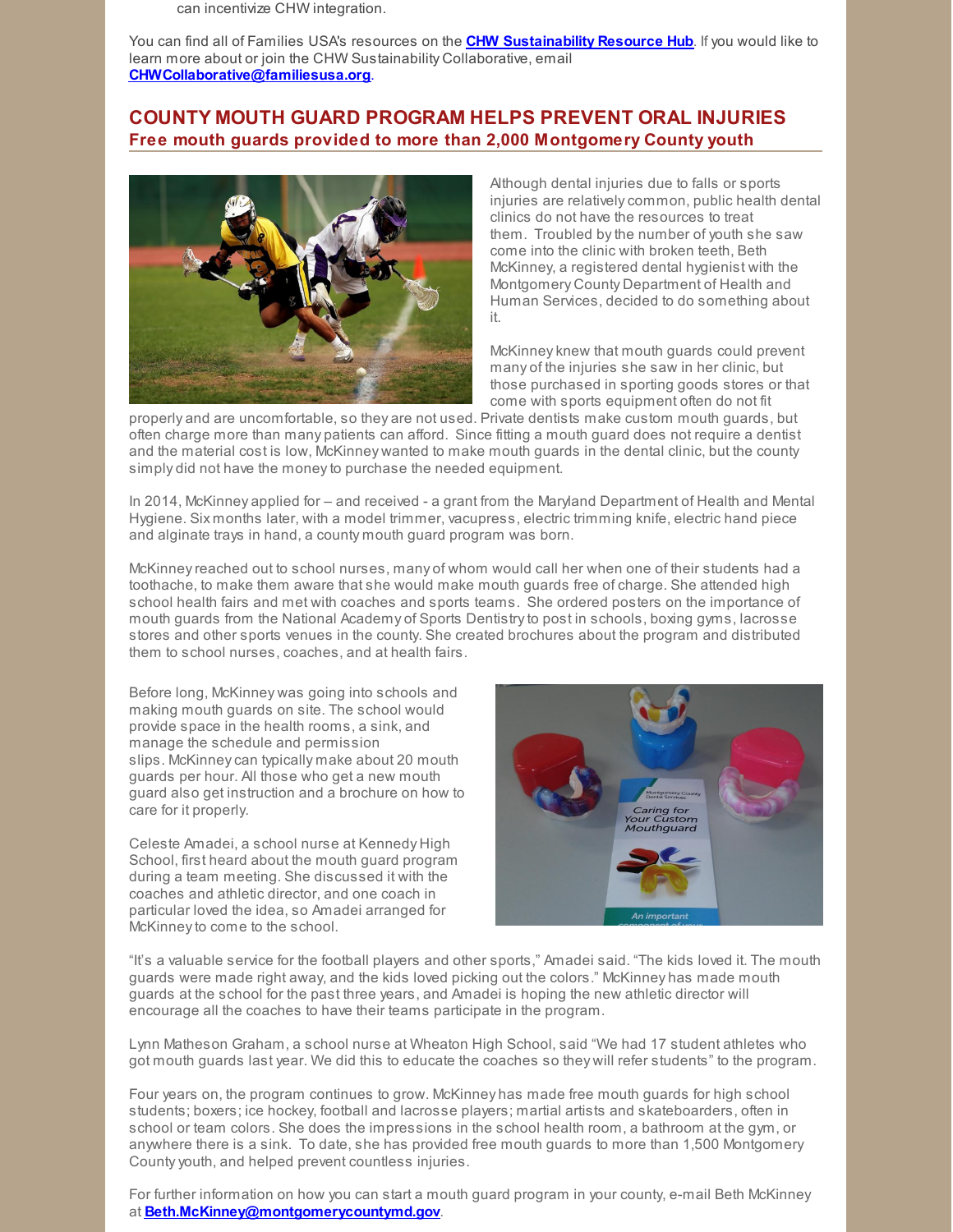can incentivize CHW integration.

You can find all of Families USA's resources on the **CHW Sustainability Resource Hub**. If you would like to learn more about or join the CHW Sustainability Collaborative, email **CHWCollaborative@familiesusa.org**.

## COUNTY MOUTH GUARD PROGRAM HELPS PREVENT ORAL INJURIES

### Free mouth guards provided to more than 2,000 Montgomery County youth

Although dental injuries due to falls or sports injuries are relatively common, public health dental clinics do not have the resources to treat them. Troubled by the number of youth she saw come into the clinic with broken teeth, Beth McKinney, a registered dental hygienist with the Montgomery County Department of Health and Human Services, decided to do something about it.

McKinney knew that mouth guards could prevent many of the injuries she saw in her clinic, but those purchased in sporting goods stores or that come with sports equipment often do not fit properly and are uncomfortable, so they are not used. Private dentists make custom mouth guards, but often charge more than many patients can afford. Since fitting a mouth guard does not require a dentist and the material cost is low, McKinney wanted to make mouth guards in the dental clinic, but the county simply did not have the money to purchase the needed equipment.

In 2014, McKinney applied for – and received - a grant from the Maryland Department of Health and Mental Hygiene. Six months later, with a model trimmer, vacupress, electric trimming knife, electric hand piece and alginate trays in hand, a county mouth guard program was born.

McKinney reached out to school nurses, many of whom would call her when one of their students had a toothache, to make them aware that she would make mouth guards free of charge. She attended high school health fairs and met with coaches and sports teams. She ordered posters on the importance of mouth guards from the National Academy of Sports Dentistry to post in schools, boxing gyms, lacrosse stores and other sports venues in the county. She created brochures about the program and distributed them to school nurses, coaches, and at health fairs.

Before long, McKinney was going into schools and making mouth guards on site. The school would provide space in the health rooms, a sink, and manage the schedule and permission slips. McKinney can typically make about 20 mouth guards per hour. All those who get a new mouth guard also get instruction and a brochure on how to care for it properly.

Celeste Amadei, a school nurse at Kennedy High School, first heard about the mouth guard program during a team meeting. She discussed it with the coaches and athletic director, and one coach in particular loved the idea, so Amadei arranged for McKinney to come to the school.

"It's a valuable service for the football players and other sports," Amadei said. "The kids loved it. The mouth guards were made right away, and the kids loved picking out the colors." McKinney has made mouth guards at the school for the past three years, and Amadei is hoping the new athletic director will encourage all the coaches to have their teams participate in the program.

Lynn Matheson Graham, a school nurse at Wheaton High School, said "We had 17 student athletes who got mouth guards last year. We did this to educate the coaches so they will refer students" to the program.

Four years on, the program continues to grow. McKinney has made free mouth guards for high school students; boxers; ice hockey, football and lacrosse players; martial artists and skateboarders, often in school or team colors. She does the impressions in the school health room, a bathroom at the gym, or anywhere there is a sink. To date, she has provided free mouth guards to more than 1,500 Montgomery County youth, and helped prevent countless injuries.

For further information on how you can start a mouth guard program in your county, e-mail Beth McKinney at **Beth.McKinney@montgomerycountymd.gov**.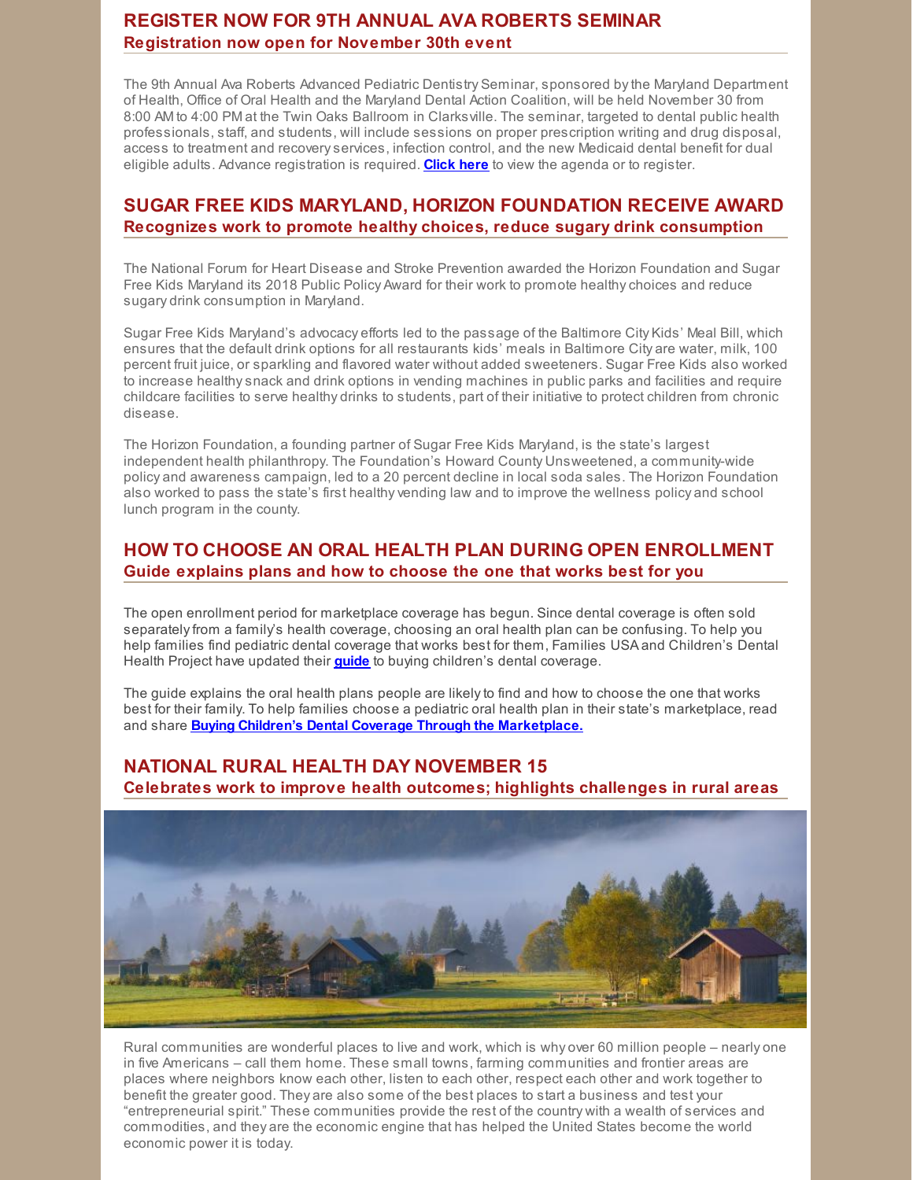## REGISTER NOW FOR 9TH ANNUAL AVA ROBERTS SEMINAR

### Registration now open for November 30th event

The 9th Annual Ava Roberts Advanced Pediatric Dentistry Seminar, sponsored by the Maryland Department of Health, Office of Oral Health and the Maryland Dental Action Coalition, will be held November 30 from 8:00 AM to 4:00 PM at the Twin Oaks Ballroom in Clarksville. The seminar, targeted to dental public health professionals, staff, and students, will include sessions on proper prescription writing and drug disposal, access to treatment and recovery services, infection control, and the new Medicaid dental benefit for dual eligible adults. Advance registration is required. **Click here** to view the agenda or to register.

## SUGAR FREE KIDS MARYLAND, HORIZON FOUNDATION RECEIVE AWARD

### Recognizes work to promote healthy choices, reduce sugary drink consumption

The National Forum for Heart Disease and Stroke Prevention awarded the Horizon Foundation and Sugar Free Kids Maryland its 2018 Public Policy Award for their work to promote healthy choices and reduce sugary drink consumption in Maryland.

Sugar Free Kids Maryland's advocacy efforts led to the passage of the Baltimore City Kids' Meal Bill, which ensures that the default drink options for all restaurants kids' meals in Baltimore City are water, milk, 100 percent fruit juice, or sparkling and flavored water without added sweeteners. Sugar Free Kids also worked to increase healthy snack and drink options in vending machines in public parks and facilities and require childcare facilities to serve healthy drinks to students, part of their initiative to protect children from chronic disease.

The Horizon Foundation, a founding partner of Sugar Free Kids Maryland, is the state's largest independent health philanthropy. The Foundation's Howard County Unsweetened, a community-wide policy and awareness campaign, led to a 20 percent decline in local soda sales. The Horizon Foundation also worked to pass the state's first healthy vending law and to improve the wellness policy and school lunch program in the county.

## HOW TO CHOOSE AN ORAL HEALTH PLAN DURING OPEN ENROLLMENT

### Guide explains plans and how to choose the one that works best for you

The open enrollment period for marketplace coverage has begun. Since dental coverage is often sold separately from a family's health coverage, choosing an oral health plan can be confusing. To help you help families find pediatric dental coverage that works best for them, Families USA and Children's Dental Health Project have updated their **guide** to buying children's dental coverage.

The guide explains the oral health plans people are likely to find and how to choose the one that works best for their family. To help families choose a pediatric oral health plan in their state's marketplace, read and share **Buying Children's Dental Coverage Through the Marketplace.**

## NATIONAL RURAL HEALTH DAY NOVEMBER 15

### Celebrates work to improve health outcomes; highlights challenges in rural areas

Rural communities are wonderful places to live and work, which is why over 60 million people – nearly one in five Americans – call them home. These small towns, farming communities and frontier areas are places where neighbors know each other, listen to each other, respect each other and work together to benefit the greater good. They are also some of the best places to start a business and test your "entrepreneurial spirit." These communities provide the rest of the country with a wealth of services and commodities, and they are the economic engine that has helped the United States become the world economic power it is today.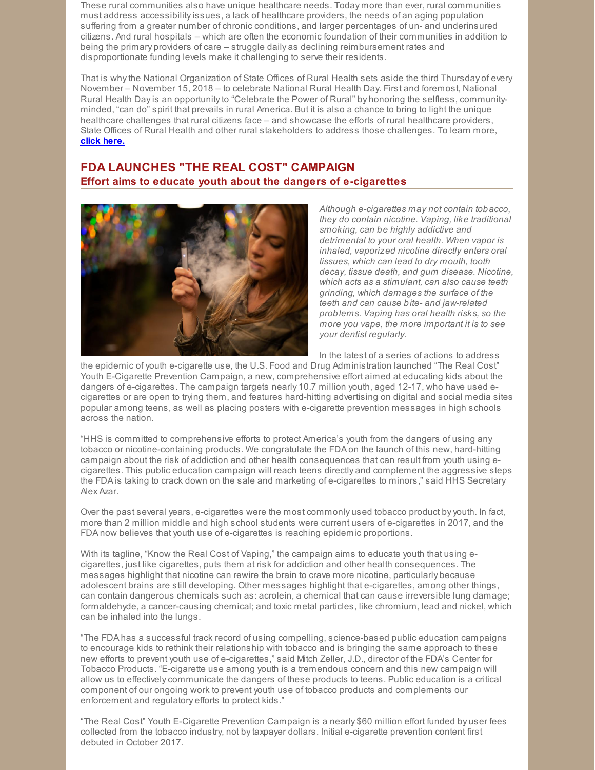These rural communities also have unique healthcare needs. Today more than ever, rural communities must address accessibility issues, a lack of healthcare providers, the needs of an aging population suffering from a greater number of chronic conditions, and larger percentages of un- and underinsured citizens. And rural hospitals – which are often the economic foundation of their communities in addition to being the primary providers of care – struggle daily as declining reimbursement rates and disproportionate funding levels make it challenging to serve their residents.

That is why the National Organization of State Offices of Rural Health sets aside the third Thursday of every November – November 15, 2018 – to celebrate National Rural Health Day. First and foremost, National Rural Health Day is an opportunity to "Celebrate the Power of Rural" by honoring the selfless, community-minded, "can do" spirit that prevails in rural America. But it is also a chance to bring to light the unique healthcare challenges that rural citizens face – and showcase the efforts of rural healthcare providers, State Offices of Rural Health and other rural stakeholders to address those challenges. To learn more, **click here.**

## FDA LAUNCHES "THE REAL COST" CAMPAIGN

### Effort aims to educate youth about the dangers of e-cigarettes

*Although e-cigarettes may not contain tobacco, they do contain nicotine. Vaping, like traditional smoking, can be highly addictive and detrimental to your oral health. When vapor is inhaled, vaporized nicotine directly enters oral tissues, which can lead to dry mouth, tooth decay, tissue death, and gum disease. Nicotine, which acts as a stimulant, can also cause teeth grinding, which damages the surface of the teeth and can cause bite- and jaw-related problems. Vaping has oral health risks, so the more you vape, the more important it is to see your dentist regularly.*

In the latest of a series of actions to address the epidemic of youth e-cigarette use, the U.S. Food and Drug Administration launched "The Real Cost" Youth E-Cigarette Prevention Campaign, a new, comprehensive effort aimed at educating kids about the dangers of e-cigarettes. The campaign targets nearly 10.7 million youth, aged 12-17, who have used e-cigarettes or are open to trying them, and features hard-hitting advertising on digital and social media sites popular among teens, as well as placing posters with e-cigarette prevention messages in high schools across the nation.

"HHS is committed to comprehensive efforts to protect America's youth from the dangers of using any tobacco or nicotine-containing products. We congratulate the FDA on the launch of this new, hard-hitting campaign about the risk of addiction and other health consequences that can result from youth using e-cigarettes. This public education campaign will reach teens directly and complement the aggressive steps the FDA is taking to crack down on the sale and marketing of e-cigarettes to minors," said HHS Secretary Alex Azar.

Over the past several years, e-cigarettes were the most commonly used tobacco product by youth. In fact, more than 2 million middle and high school students were current users of e-cigarettes in 2017, and the FDA now believes that youth use of e-cigarettes is reaching epidemic proportions.

With its tagline, "Know the Real Cost of Vaping," the campaign aims to educate youth that using e-cigarettes, just like cigarettes, puts them at risk for addiction and other health consequences. The messages highlight that nicotine can rewire the brain to crave more nicotine, particularly because adolescent brains are still developing. Other messages highlight that e-cigarettes, among other things, can contain dangerous chemicals such as: acrolein, a chemical that can cause irreversible lung damage; formaldehyde, a cancer-causing chemical; and toxic metal particles, like chromium, lead and nickel, which can be inhaled into the lungs.

"The FDA has a successful track record of using compelling, science-based public education campaigns to encourage kids to rethink their relationship with tobacco and is bringing the same approach to these new efforts to prevent youth use of e-cigarettes," said Mitch Zeller, J.D., director of the FDA's Center for Tobacco Products. "E-cigarette use among youth is a tremendous concern and this new campaign will allow us to effectively communicate the dangers of these products to teens. Public education is a critical component of our ongoing work to prevent youth use of tobacco products and complements our enforcement and regulatory efforts to protect kids."

"The Real Cost" Youth E-Cigarette Prevention Campaign is a nearly $60 million effort funded by user fees collected from the tobacco industry, not by taxpayer dollars. Initial e-cigarette prevention content first debuted in October 2017.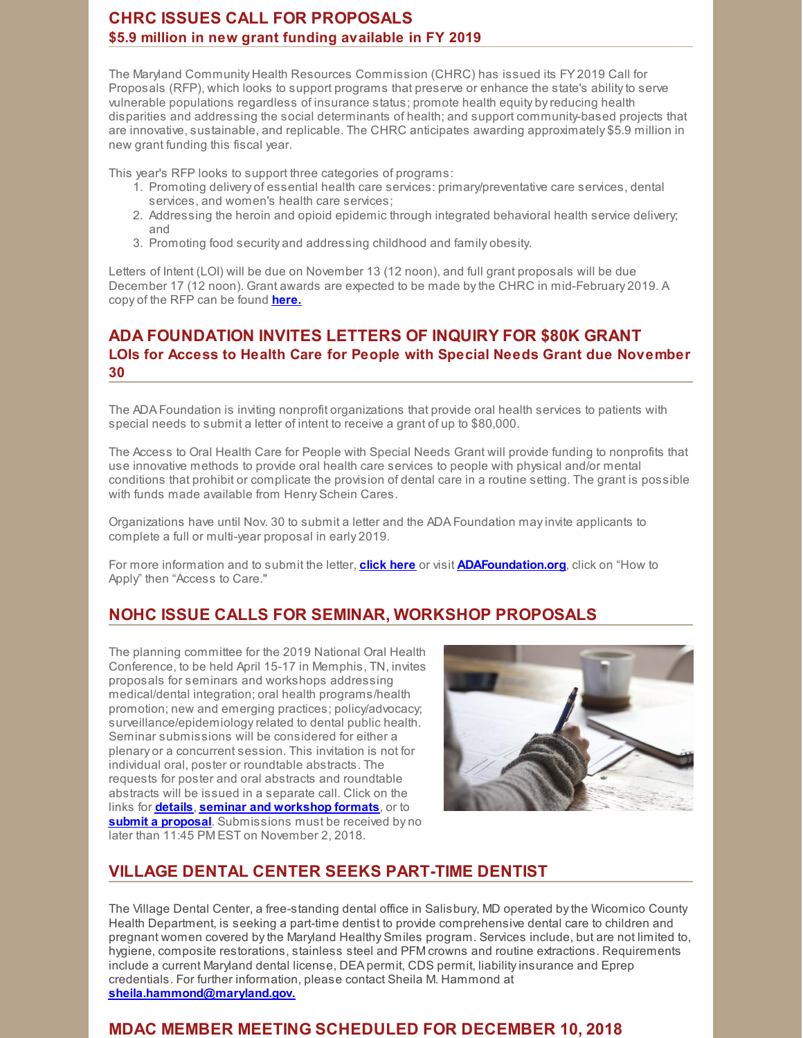## CHRC ISSUES CALL FOR PROPOSALS

### $5.9 million in new grant funding available in FY 2019

The Maryland Community Health Resources Commission (CHRC) has issued its FY 2019 Call for Proposals (RFP), which looks to support programs that preserve or enhance the state's ability to serve vulnerable populations regardless of insurance status; promote health equity by reducing health disparities and addressing the social determinants of health; and support community-based projects that are innovative, sustainable, and replicable. The CHRC anticipates awarding approximately $5.9 million in new grant funding this fiscal year.

This year's RFP looks to support three categories of programs:

1. Promoting delivery of essential health care services: primary/preventative care services, dental services, and women's health care services;
2. Addressing the heroin and opioid epidemic through integrated behavioral health service delivery; and
3. Promoting food security and addressing childhood and family obesity.

Letters of Intent (LOI) will be due on November 13 (12 noon), and full grant proposals will be due December 17 (12 noon). Grant awards are expected to be made by the CHRC in mid-February 2019. A copy of the RFP can be found **here.**

## ADA FOUNDATION INVITES LETTERS OF INQUIRY FOR $80K GRANT

### LOIs for Access to Health Care for People with Special Needs Grant due November 30

The ADA Foundation is inviting nonprofit organizations that provide oral health services to patients with special needs to submit a letter of intent to receive a grant of up to $80,000.

The Access to Oral Health Care for People with Special Needs Grant will provide funding to nonprofits that use innovative methods to provide oral health care services to people with physical and/or mental conditions that prohibit or complicate the provision of dental care in a routine setting. The grant is possible with funds made available from Henry Schein Cares.

Organizations have until Nov. 30 to submit a letter and the ADA Foundation may invite applicants to complete a full or multi-year proposal in early 2019.

For more information and to submit the letter, **click here** or visit **ADAFoundation.org**, click on "How to Apply" then "Access to Care."

## NOHC ISSUE CALLS FOR SEMINAR, WORKSHOP PROPOSALS

The planning committee for the 2019 National Oral Health Conference, to be held April 15-17 in Memphis, TN, invites proposals for seminars and workshops addressing medical/dental integration; oral health programs/health promotion; new and emerging practices; policy/advocacy; surveillance/epidemiology related to dental public health. Seminar submissions will be considered for either a plenary or a concurrent session. This invitation is not for individual oral, poster or roundtable abstracts. The requests for poster and oral abstracts and roundtable abstracts will be issued in a separate call. Click on the links for **details**, **seminar and workshop formats**, or to **submit a proposal**. Submissions must be received by no later than 11:45 PM EST on November 2, 2018.

## VILLAGE DENTAL CENTER SEEKS PART-TIME DENTIST

The Village Dental Center, a free-standing dental office in Salisbury, MD operated by the Wicomico County Health Department, is seeking a part-time dentist to provide comprehensive dental care to children and pregnant women covered by the Maryland Healthy Smiles program. Services include, but are not limited to, hygiene, composite restorations, stainless steel and PFM crowns and routine extractions. Requirements include a current Maryland dental license, DEA permit, CDS permit, liability insurance and Eprep credentials. For further information, please contact Sheila M. Hammond at **sheila.hammond@maryland.gov.**

## MDAC MEMBER MEETING SCHEDULED FOR DECEMBER 10, 2018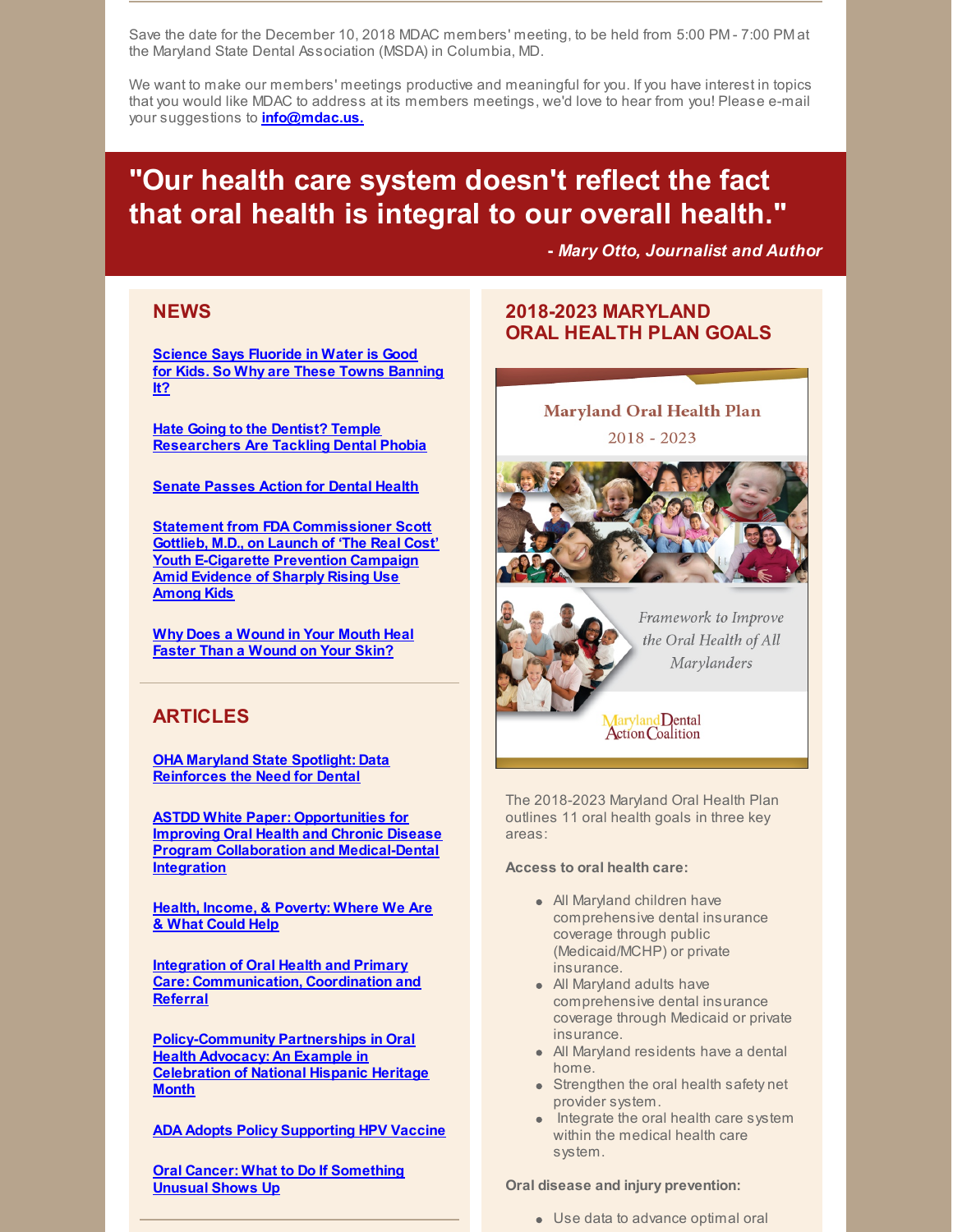Save the date for the December 10, 2018 MDAC members' meeting, to be held from 5:00 PM - 7:00 PM at the Maryland State Dental Association (MSDA) in Columbia, MD.

We want to make our members' meetings productive and meaningful for you. If you have interest in topics that you would like MDAC to address at its members meetings, we'd love to hear from you! Please e-mail your suggestions to **info@mdac.us.**

# "Our health care system doesn't reflect the fact that oral health is integral to our overall health."

***- Mary Otto, Journalist and Author***

## NEWS

**Science Says Fluoride in Water is Good for Kids. So Why are These Towns Banning It?**

**Hate Going to the Dentist? Temple Researchers Are Tackling Dental Phobia**

**Senate Passes Action for Dental Health**

**Statement from FDA Commissioner Scott Gottlieb, M.D., on Launch of 'The Real Cost' Youth E-Cigarette Prevention Campaign Amid Evidence of Sharply Rising Use Among Kids**

**Why Does a Wound in Your Mouth Heal Faster Than a Wound on Your Skin?**

## ARTICLES

**OHA Maryland State Spotlight: Data Reinforces the Need for Dental**

**ASTDD White Paper: Opportunities for Improving Oral Health and Chronic Disease Program Collaboration and Medical-Dental Integration**

**Health, Income, & Poverty: Where We Are & What Could Help**

**Integration of Oral Health and Primary Care: Communication, Coordination and Referral**

**Policy-Community Partnerships in Oral Health Advocacy: An Example in Celebration of National Hispanic Heritage Month**

**ADA Adopts Policy Supporting HPV Vaccine**

**Oral Cancer: What to Do If Something Unusual Shows Up**

## 2018-2023 MARYLAND ORAL HEALTH PLAN GOALS

Maryland Oral Health Plan 2018 - 2023

*Framework to Improve the Oral Health of All Marylanders*

Maryland Dental Action Coalition

The 2018-2023 Maryland Oral Health Plan outlines 11 oral health goals in three key areas:

**Access to oral health care:**

- All Maryland children have comprehensive dental insurance coverage through public (Medicaid/MCHP) or private insurance.
- All Maryland adults have comprehensive dental insurance coverage through Medicaid or private insurance.
- All Maryland residents have a dental home.
- Strengthen the oral health safety net provider system.
- Integrate the oral health care system within the medical health care system.

**Oral disease and injury prevention:**

- Use data to advance optimal oral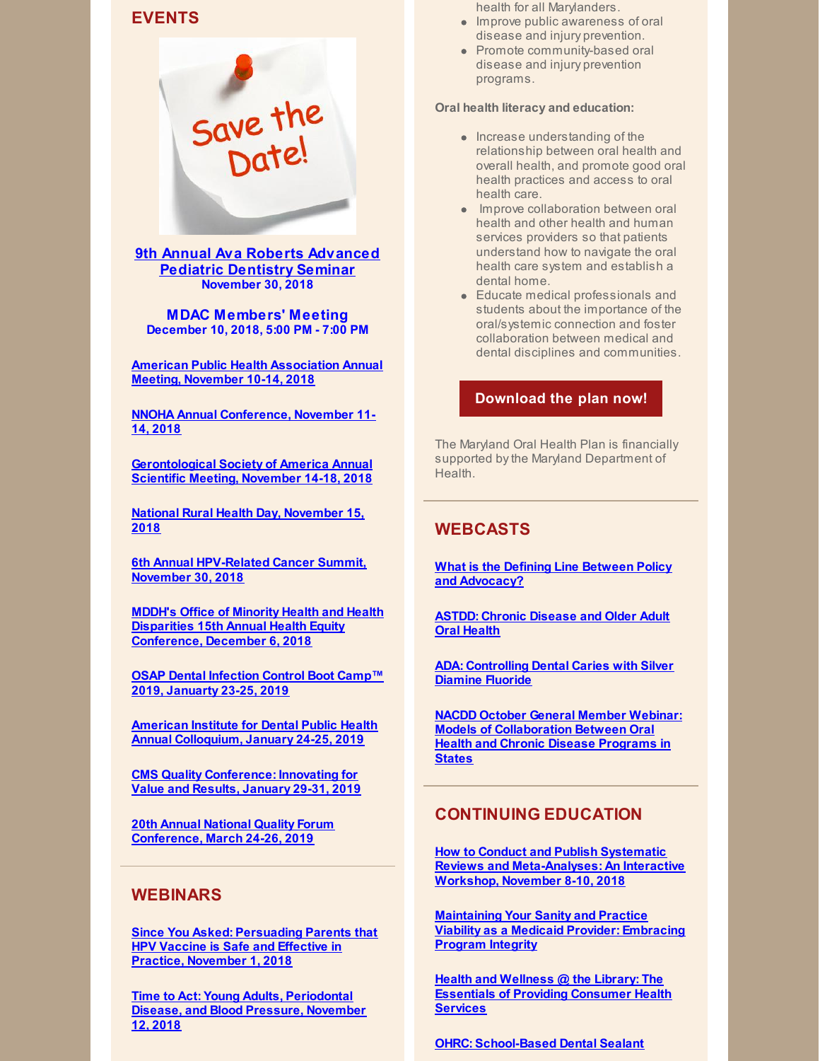## EVENTS

**9th Annual Ava Roberts Advanced Pediatric Dentistry Seminar**
**November 30, 2018**

**MDAC Members' Meeting**
**December 10, 2018, 5:00 PM - 7:00 PM**

**American Public Health Association Annual Meeting, November 10-14, 2018**

**NNOHA Annual Conference, November 11-14, 2018**

**Gerontological Society of America Annual Scientific Meeting, November 14-18, 2018**

**National Rural Health Day, November 15, 2018**

**6th Annual HPV-Related Cancer Summit, November 30, 2018**

**MDDH's Office of Minority Health and Health Disparities 15th Annual Health Equity Conference, December 6, 2018**

**OSAP Dental Infection Control Boot Camp™ 2019, January 23-25, 2019**

**American Institute for Dental Public Health Annual Colloquium, January 24-25, 2019**

**CMS Quality Conference: Innovating for Value and Results, January 29-31, 2019**

**20th Annual National Quality Forum Conference, March 24-26, 2019**

## WEBINARS

**Since You Asked: Persuading Parents that HPV Vaccine is Safe and Effective in Practice, November 1, 2018**

**Time to Act: Young Adults, Periodontal Disease, and Blood Pressure, November 12, 2018**

health for all Marylanders.

- Improve public awareness of oral disease and injury prevention.
- Promote community-based oral disease and injury prevention programs.

**Oral health literacy and education:**

- Increase understanding of the relationship between oral health and overall health, and promote good oral health practices and access to oral health care.
- Improve collaboration between oral health and other health and human services providers so that patients understand how to navigate the oral health care system and establish a dental home.
- Educate medical professionals and students about the importance of the oral/systemic connection and foster collaboration between medical and dental disciplines and communities.

**Download the plan now!**

The Maryland Oral Health Plan is financially supported by the Maryland Department of Health.

## WEBCASTS

**What is the Defining Line Between Policy and Advocacy?**

**ASTDD: Chronic Disease and Older Adult Oral Health**

**ADA: Controlling Dental Caries with Silver Diamine Fluoride**

**NACDD October General Member Webinar: Models of Collaboration Between Oral Health and Chronic Disease Programs in States**

## CONTINUING EDUCATION

**How to Conduct and Publish Systematic Reviews and Meta-Analyses: An Interactive Workshop, November 8-10, 2018**

**Maintaining Your Sanity and Practice Viability as a Medicaid Provider: Embracing Program Integrity**

**Health and Wellness @ the Library: The Essentials of Providing Consumer Health Services**

**OHRC: School-Based Dental Sealant**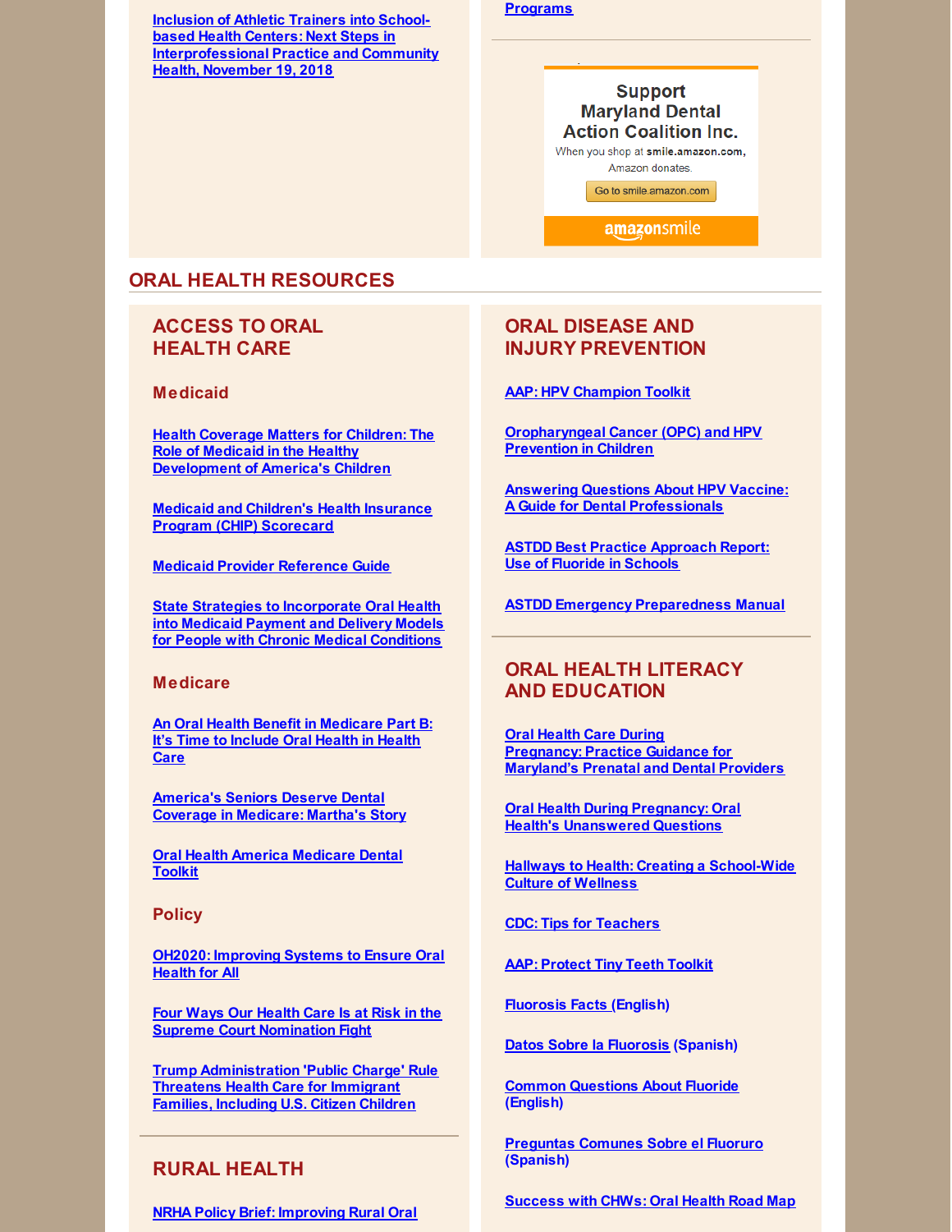Inclusion of Athletic Trainers into School-based Health Centers: Next Steps in Interprofessional Practice and Community Health, November 19, 2018

Programs

Support Maryland Dental Action Coalition Inc.

When you shop at smile.amazon.com, Amazon donates.

Go to smile.amazon.com

amazonsmile

## ORAL HEALTH RESOURCES

### ACCESS TO ORAL HEALTH CARE

#### Medicaid

Health Coverage Matters for Children: The Role of Medicaid in the Healthy Development of America's Children

Medicaid and Children's Health Insurance Program (CHIP) Scorecard

Medicaid Provider Reference Guide

State Strategies to Incorporate Oral Health into Medicaid Payment and Delivery Models for People with Chronic Medical Conditions

#### Medicare

An Oral Health Benefit in Medicare Part B: It's Time to Include Oral Health in Health Care

America's Seniors Deserve Dental Coverage in Medicare: Martha's Story

Oral Health America Medicare Dental Toolkit

#### Policy

OH2020: Improving Systems to Ensure Oral Health for All

Four Ways Our Health Care Is at Risk in the Supreme Court Nomination Fight

Trump Administration 'Public Charge' Rule Threatens Health Care for Immigrant Families, Including U.S. Citizen Children

### RURAL HEALTH

NRHA Policy Brief: Improving Rural Oral

### ORAL DISEASE AND INJURY PREVENTION

AAP: HPV Champion Toolkit

Oropharyngeal Cancer (OPC) and HPV Prevention in Children

Answering Questions About HPV Vaccine: A Guide for Dental Professionals

ASTDD Best Practice Approach Report: Use of Fluoride in Schools

ASTDD Emergency Preparedness Manual

### ORAL HEALTH LITERACY AND EDUCATION

Oral Health Care During Pregnancy: Practice Guidance for Maryland's Prenatal and Dental Providers

Oral Health During Pregnancy: Oral Health's Unanswered Questions

Hallways to Health: Creating a School-Wide Culture of Wellness

CDC: Tips for Teachers

AAP: Protect Tiny Teeth Toolkit

Fluorosis Facts (English)

Datos Sobre la Fluorosis (Spanish)

Common Questions About Fluoride (English)

Preguntas Comunes Sobre el Fluoruro (Spanish)

Success with CHWs: Oral Health Road Map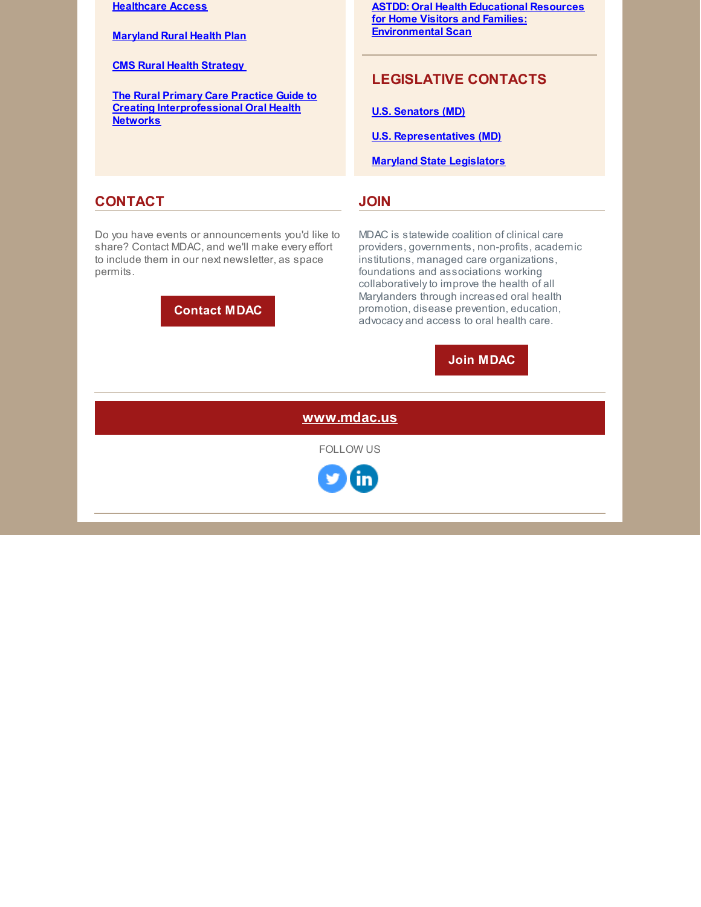Healthcare Access

Maryland Rural Health Plan

CMS Rural Health Strategy

The Rural Primary Care Practice Guide to Creating Interprofessional Oral Health Networks

ASTDD: Oral Health Educational Resources for Home Visitors and Families: Environmental Scan

## LEGISLATIVE CONTACTS

U.S. Senators (MD)

U.S. Representatives (MD)

Maryland State Legislators

## CONTACT

Do you have events or announcements you'd like to share? Contact MDAC, and we'll make every effort to include them in our next newsletter, as space permits.

Contact MDAC

## JOIN

MDAC is statewide coalition of clinical care providers, governments, non-profits, academic institutions, managed care organizations, foundations and associations working collaboratively to improve the health of all Marylanders through increased oral health promotion, disease prevention, education, advocacy and access to oral health care.

Join MDAC

www.mdac.us

FOLLOW US